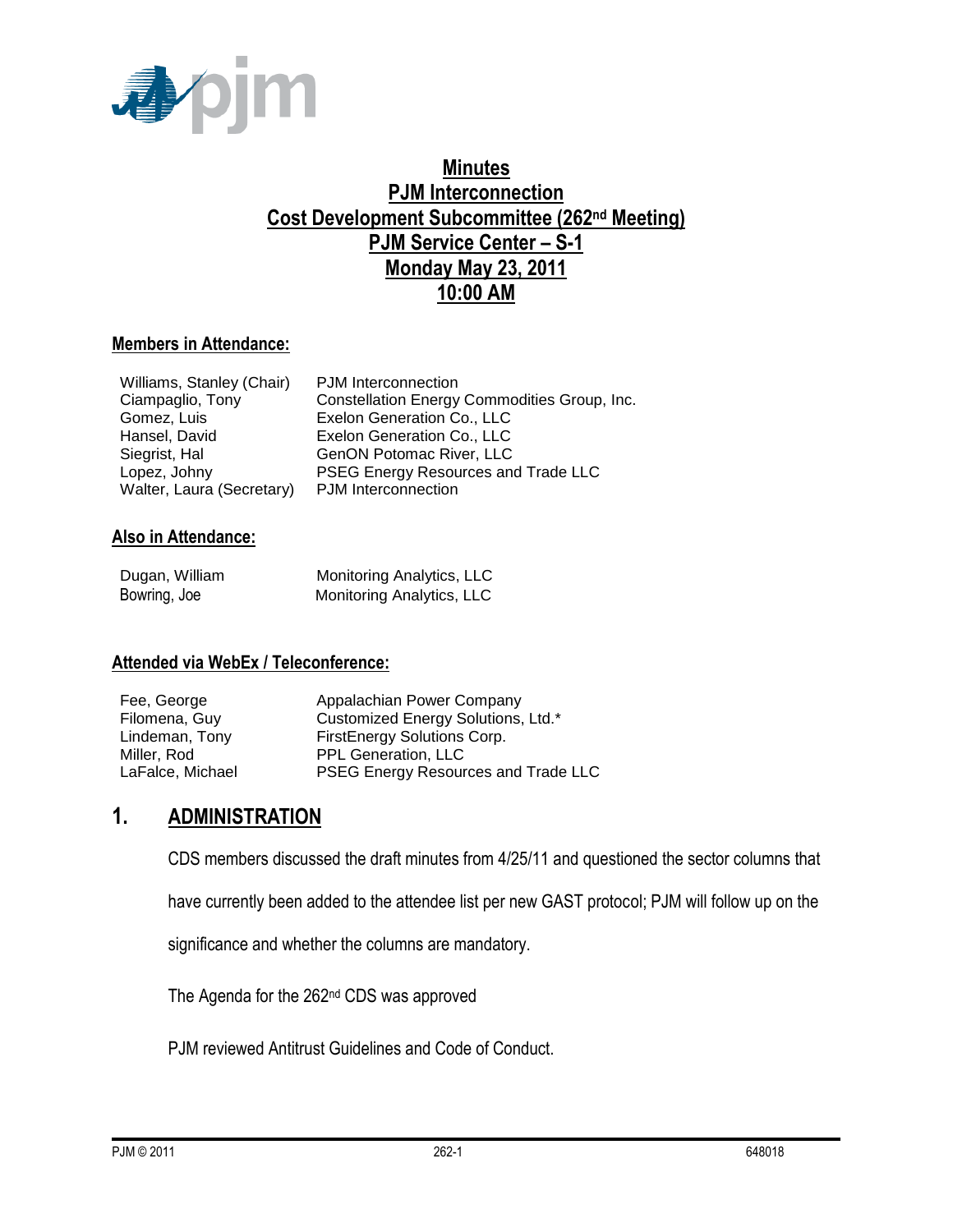# Minutes
# PJM Interconnection
# Cost Development Subcommittee (262nd Meeting)
# PJM Service Center – S-1
# Monday May 23, 2011
# 10:00 AM

## Members in Attendance:

| | |
|---|---|
| Williams, Stanley (Chair) | PJM Interconnection |
| Ciampaglio, Tony | Constellation Energy Commodities Group, Inc. |
| Gomez, Luis | Exelon Generation Co., LLC |
| Hansel, David | Exelon Generation Co., LLC |
| Siegrist, Hal | GenON Potomac River, LLC |
| Lopez, Johny | PSEG Energy Resources and Trade LLC |
| Walter, Laura (Secretary) | PJM Interconnection |

## Also in Attendance:

| | |
|---|---|
| Dugan, William | Monitoring Analytics, LLC |
| Bowring, Joe | Monitoring Analytics, LLC |

## Attended via WebEx / Teleconference:

| | |
|---|---|
| Fee, George | Appalachian Power Company |
| Filomena, Guy | Customized Energy Solutions, Ltd.* |
| Lindeman, Tony | FirstEnergy Solutions Corp. |
| Miller, Rod | PPL Generation, LLC |
| LaFalce, Michael | PSEG Energy Resources and Trade LLC |

## 1. ADMINISTRATION

CDS members discussed the draft minutes from 4/25/11 and questioned the sector columns that have currently been added to the attendee list per new GAST protocol; PJM will follow up on the significance and whether the columns are mandatory.

The Agenda for the 262nd CDS was approved

PJM reviewed Antitrust Guidelines and Code of Conduct.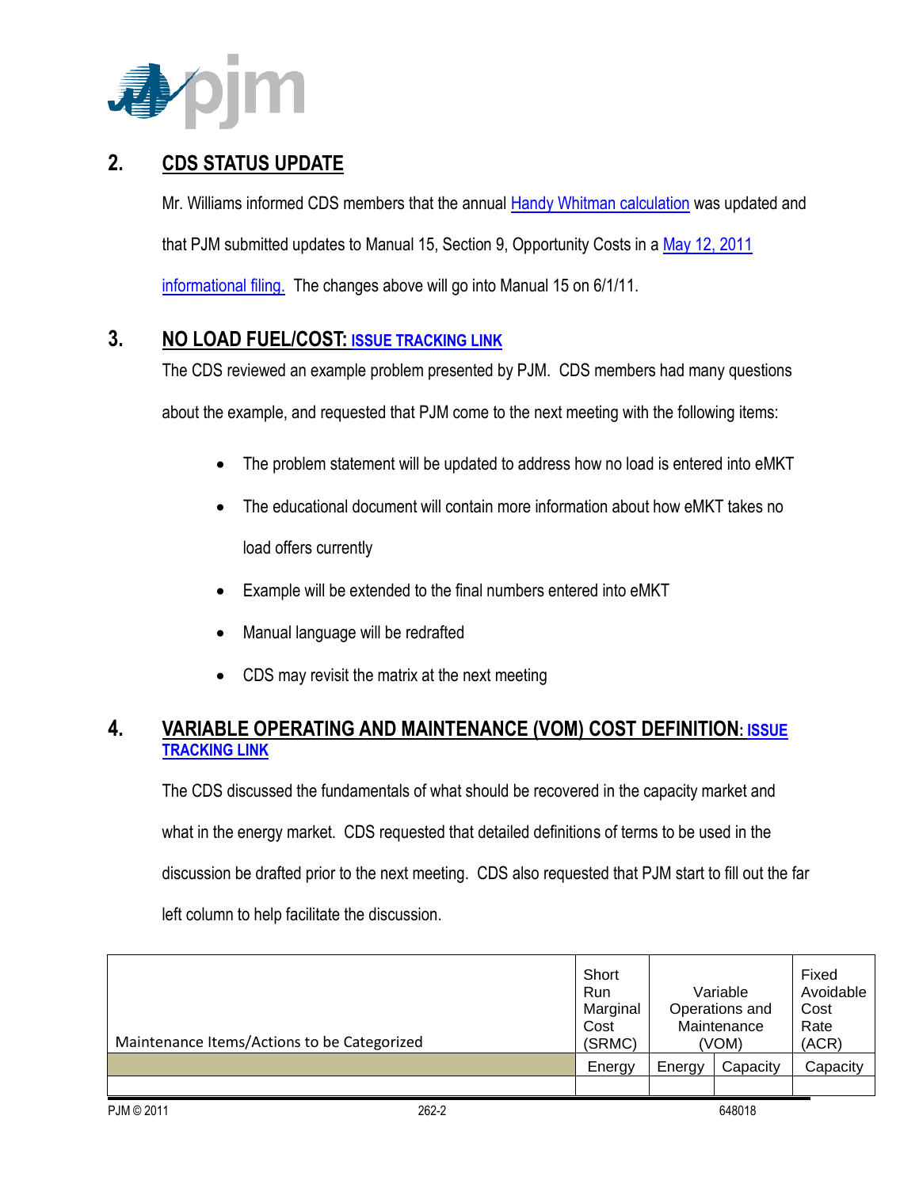## 2. CDS STATUS UPDATE

Mr. Williams informed CDS members that the annual Handy Whitman calculation was updated and that PJM submitted updates to Manual 15, Section 9, Opportunity Costs in a May 12, 2011 informational filing. The changes above will go into Manual 15 on 6/1/11.

## 3. NO LOAD FUEL/COST: ISSUE TRACKING LINK

The CDS reviewed an example problem presented by PJM. CDS members had many questions about the example, and requested that PJM come to the next meeting with the following items:

- The problem statement will be updated to address how no load is entered into eMKT
- The educational document will contain more information about how eMKT takes no load offers currently
- Example will be extended to the final numbers entered into eMKT
- Manual language will be redrafted
- CDS may revisit the matrix at the next meeting

## 4. VARIABLE OPERATING AND MAINTENANCE (VOM) COST DEFINITION: ISSUE TRACKING LINK

The CDS discussed the fundamentals of what should be recovered in the capacity market and what in the energy market. CDS requested that detailed definitions of terms to be used in the discussion be drafted prior to the next meeting. CDS also requested that PJM start to fill out the far left column to help facilitate the discussion.

| Maintenance Items/Actions to be Categorized | Short Run Marginal Cost (SRMC) | Variable Operations and Maintenance (VOM) | | Fixed Avoidable Cost Rate (ACR) |
|---|---|---|---|---|
| | Energy | Energy | Capacity | Capacity |
| | | | | |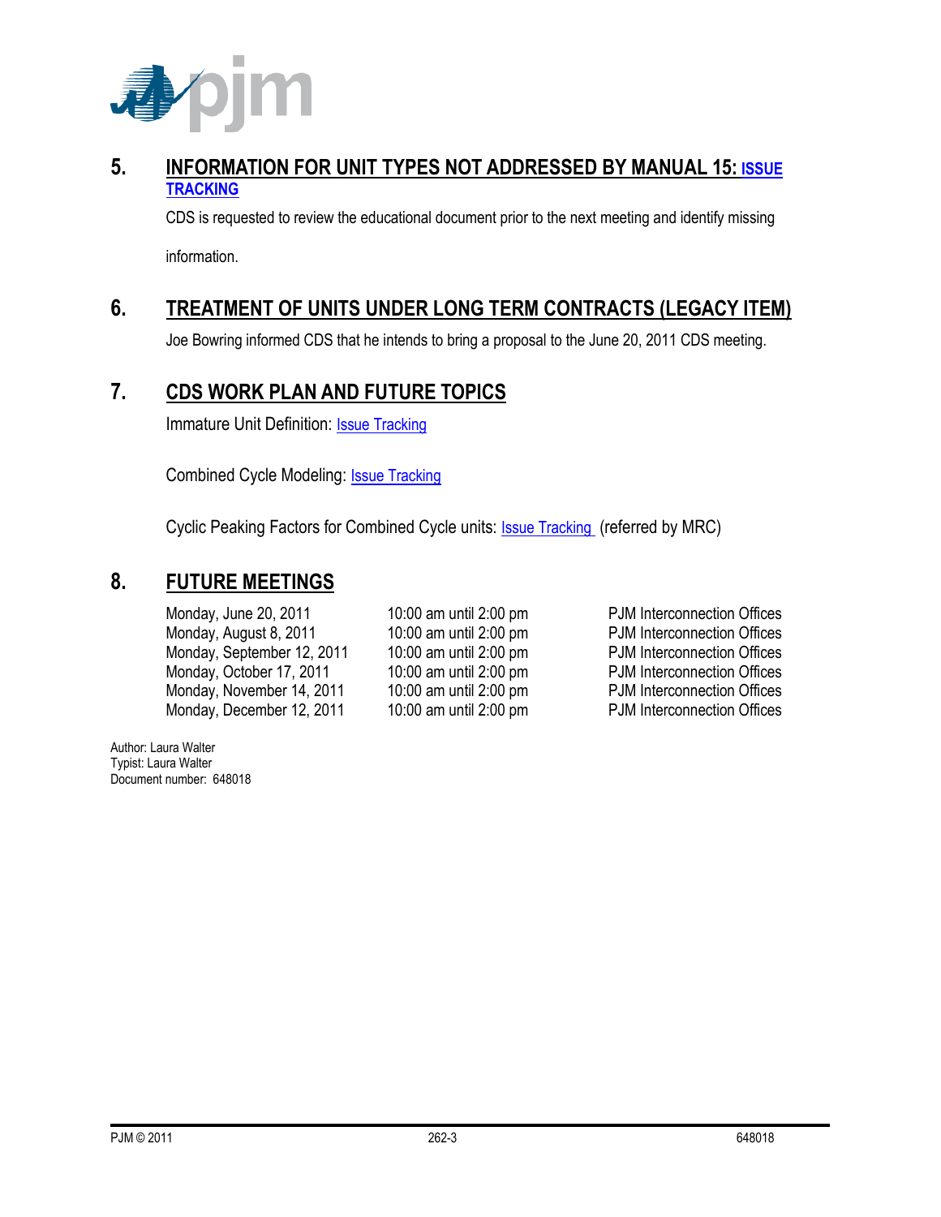## 5. INFORMATION FOR UNIT TYPES NOT ADDRESSED BY MANUAL 15: ISSUE TRACKING

CDS is requested to review the educational document prior to the next meeting and identify missing information.

## 6. TREATMENT OF UNITS UNDER LONG TERM CONTRACTS (LEGACY ITEM)

Joe Bowring informed CDS that he intends to bring a proposal to the June 20, 2011 CDS meeting.

## 7. CDS WORK PLAN AND FUTURE TOPICS

Immature Unit Definition: Issue Tracking

Combined Cycle Modeling: Issue Tracking

Cyclic Peaking Factors for Combined Cycle units: Issue Tracking (referred by MRC)

## 8. FUTURE MEETINGS

| | | |
|---|---|---|
| Monday, June 20, 2011 | 10:00 am until 2:00 pm | PJM Interconnection Offices |
| Monday, August 8, 2011 | 10:00 am until 2:00 pm | PJM Interconnection Offices |
| Monday, September 12, 2011 | 10:00 am until 2:00 pm | PJM Interconnection Offices |
| Monday, October 17, 2011 | 10:00 am until 2:00 pm | PJM Interconnection Offices |
| Monday, November 14, 2011 | 10:00 am until 2:00 pm | PJM Interconnection Offices |
| Monday, December 12, 2011 | 10:00 am until 2:00 pm | PJM Interconnection Offices |

Author: Laura Walter
Typist: Laura Walter
Document number: 648018